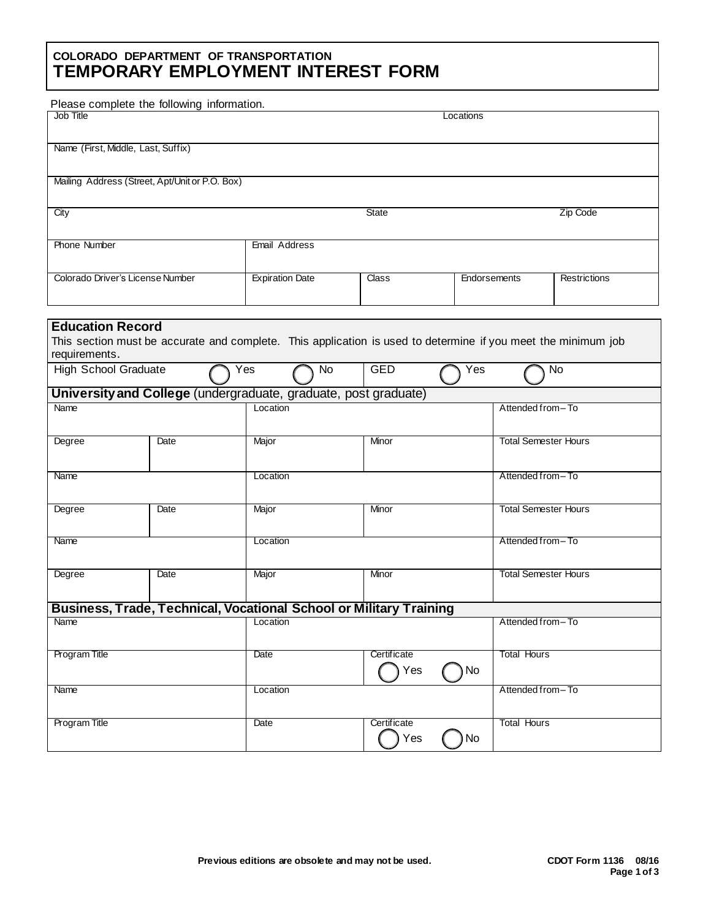**COLORADO DEPARTMENT OF TRANSPORTATION**

# TEMPORARY EMPLOYMENT INTEREST FORM

Please complete the following information.

| | | | | |
|---|---|---|---|---|
| Job Title | | | Locations | |
| Name (First, Middle, Last, Suffix) | | | | |
| Mailing Address (Street, Apt/Unit or P.O. Box) | | | | |
| City | | State | | Zip Code |
| Phone Number | Email Address | | | |
| Colorado Driver's License Number | Expiration Date | Class | Endorsements | Restrictions |

## Education Record

This section must be accurate and complete. This application is used to determine if you meet the minimum job requirements.

| | | | |
|---|---|---|---|
| High School Graduate | ◯ Yes ◯ No | GED | ◯ Yes ◯ No |

### University and College (undergraduate, graduate, post graduate)

| | | | | |
|---|---|---|---|---|
| Name | | Location | | Attended from – To |
| Degree | Date | Major | Minor | Total Semester Hours |
| Name | | Location | | Attended from – To |
| Degree | Date | Major | Minor | Total Semester Hours |
| Name | | Location | | Attended from – To |
| Degree | Date | Major | Minor | Total Semester Hours |

### Business, Trade, Technical, Vocational School or Military Training

| | | | |
|---|---|---|---|
| Name | Location | | Attended from – To |
| Program Title | Date | Certificate ◯ Yes ◯ No | Total Hours |
| Name | Location | | Attended from – To |
| Program Title | Date | Certificate ◯ Yes ◯ No | Total Hours |

**Previous editions are obsolete and may not be used.**

**CDOT Form 1136 08/16**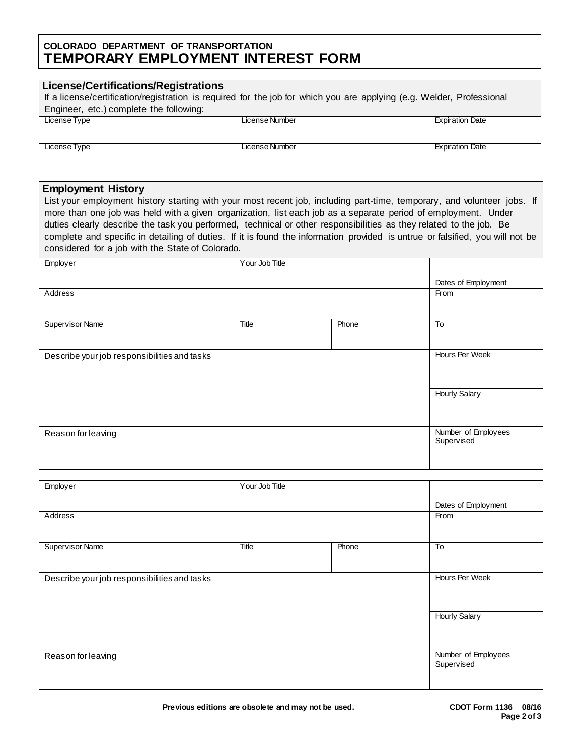**COLORADO DEPARTMENT OF TRANSPORTATION**
# TEMPORARY EMPLOYMENT INTEREST FORM

## License/Certifications/Registrations

If a license/certification/registration is required for the job for which you are applying (e.g. Welder, Professional Engineer, etc.) complete the following:

| License Type | License Number | Expiration Date |
|---|---|---|
| | | |
| License Type | License Number | Expiration Date |
| | | |

## Employment History

List your employment history starting with your most recent job, including part-time, temporary, and volunteer jobs. If more than one job was held with a given organization, list each job as a separate period of employment. Under duties clearly describe the task you performed, technical or other responsibilities as they related to the job. Be complete and specific in detailing of duties. If it is found the information provided is untrue or falsified, you will not be considered for a job with the State of Colorado.

| | | | |
|---|---|---|---|
| Employer | Your Job Title | | Dates of Employment |
| Address | | | From |
| Supervisor Name | Title | Phone | To |
| Describe your job responsibilities and tasks | | | Hours Per Week |
| | | | Hourly Salary |
| Reason for leaving | | | Number of Employees Supervised |

| | | | |
|---|---|---|---|
| Employer | Your Job Title | | Dates of Employment |
| Address | | | From |
| Supervisor Name | Title | Phone | To |
| Describe your job responsibilities and tasks | | | Hours Per Week |
| | | | Hourly Salary |
| Reason for leaving | | | Number of Employees Supervised |

**Previous editions are obsolete and may not be used.**

**CDOT Form 1136 08/16**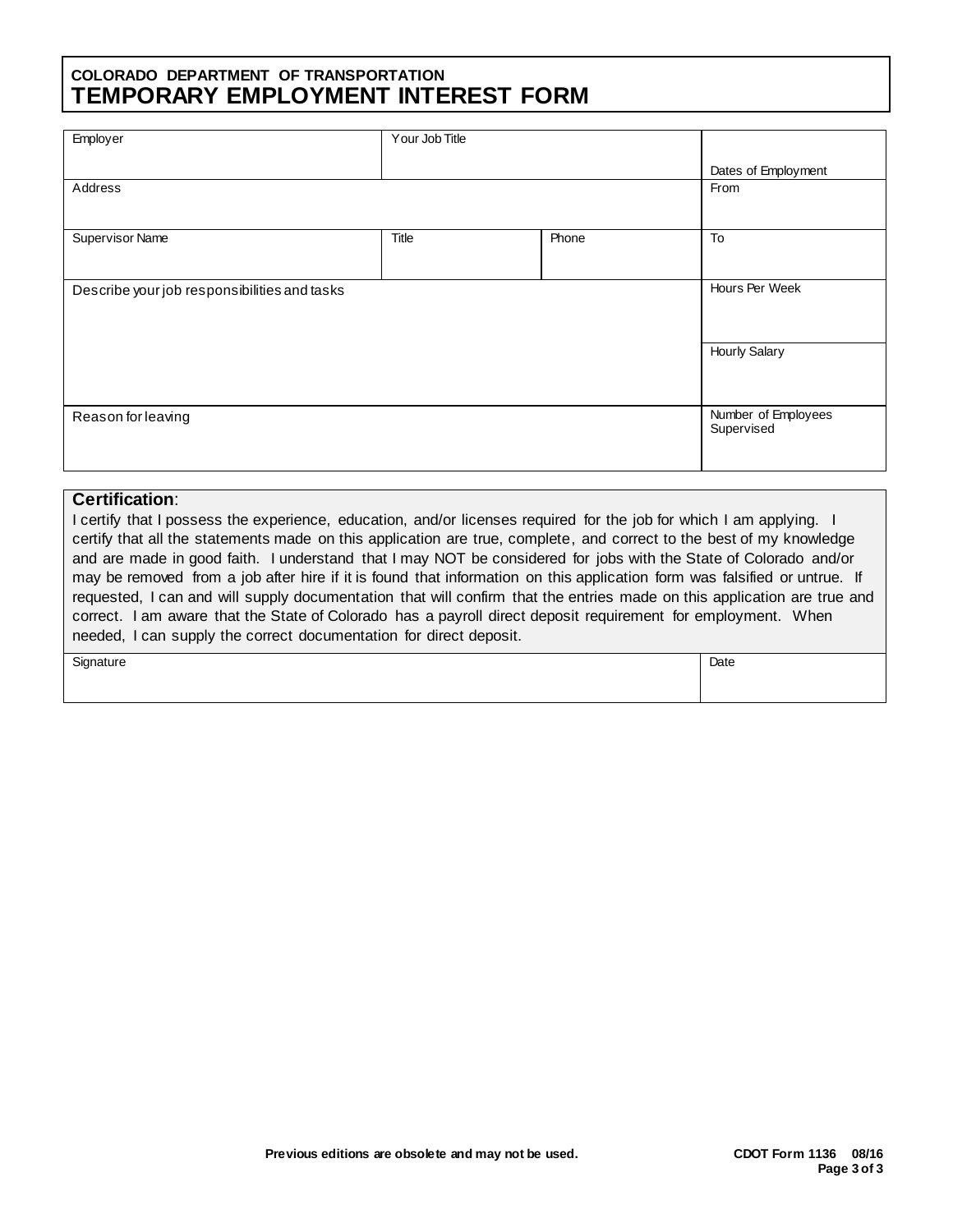**COLORADO DEPARTMENT OF TRANSPORTATION**

# TEMPORARY EMPLOYMENT INTEREST FORM

| | | | |
|---|---|---|---|
| Employer | Your Job Title | | Dates of Employment |
| Address | | | From |
| Supervisor Name | Title | Phone | To |
| Describe your job responsibilities and tasks | | | Hours Per Week |
| | | | Hourly Salary |
| Reason for leaving | | | Number of Employees Supervised |

**Certification**:

I certify that I possess the experience, education, and/or licenses required for the job for which I am applying. I certify that all the statements made on this application are true, complete, and correct to the best of my knowledge and are made in good faith. I understand that I may NOT be considered for jobs with the State of Colorado and/or may be removed from a job after hire if it is found that information on this application form was falsified or untrue. If requested, I can and will supply documentation that will confirm that the entries made on this application are true and correct. I am aware that the State of Colorado has a payroll direct deposit requirement for employment. When needed, I can supply the correct documentation for direct deposit.

| | |
|---|---|
| Signature | Date |

**Previous editions are obsolete and may not be used.**

**CDOT Form 1136 08/16**